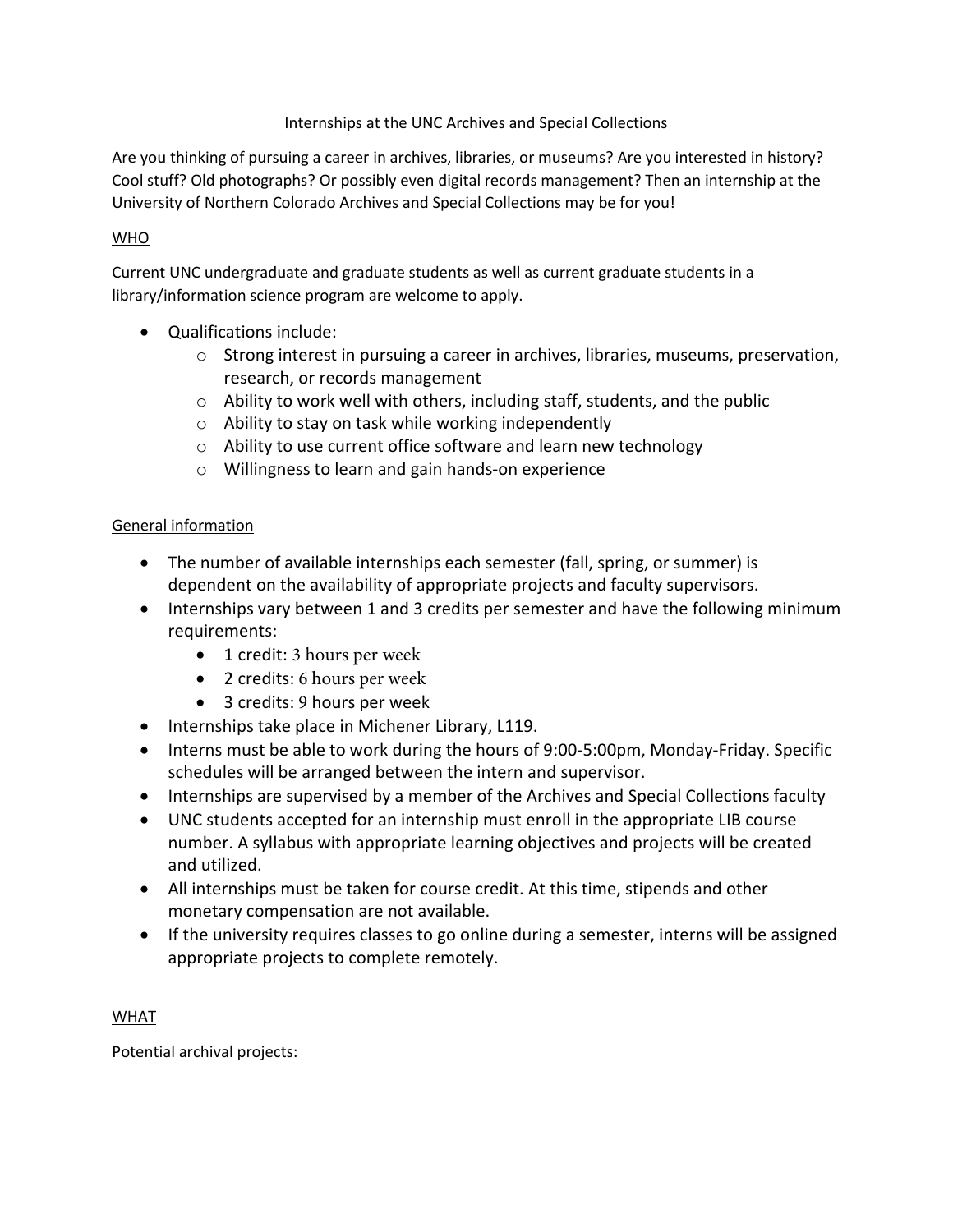# Internships at the UNC Archives and Special Collections

Are you thinking of pursuing a career in archives, libraries, or museums? Are you interested in history? Cool stuff? Old photographs? Or possibly even digital records management? Then an internship at the University of Northern Colorado Archives and Special Collections may be for you!

## <u>WHO</u>

Current UNC undergraduate and graduate students as well as current graduate students in a library/information science program are welcome to apply.

- Qualifications include:
  - Strong interest in pursuing a career in archives, libraries, museums, preservation, research, or records management
  - Ability to work well with others, including staff, students, and the public
  - Ability to stay on task while working independently
  - Ability to use current office software and learn new technology
  - Willingness to learn and gain hands-on experience

## <u>General information</u>

- The number of available internships each semester (fall, spring, or summer) is dependent on the availability of appropriate projects and faculty supervisors.
- Internships vary between 1 and 3 credits per semester and have the following minimum requirements:
  - 1 credit: 3 hours per week
  - 2 credits: 6 hours per week
  - 3 credits: 9 hours per week
- Internships take place in Michener Library, L119.
- Interns must be able to work during the hours of 9:00-5:00pm, Monday-Friday. Specific schedules will be arranged between the intern and supervisor.
- Internships are supervised by a member of the Archives and Special Collections faculty
- UNC students accepted for an internship must enroll in the appropriate LIB course number. A syllabus with appropriate learning objectives and projects will be created and utilized.
- All internships must be taken for course credit. At this time, stipends and other monetary compensation are not available.
- If the university requires classes to go online during a semester, interns will be assigned appropriate projects to complete remotely.

## <u>WHAT</u>

Potential archival projects: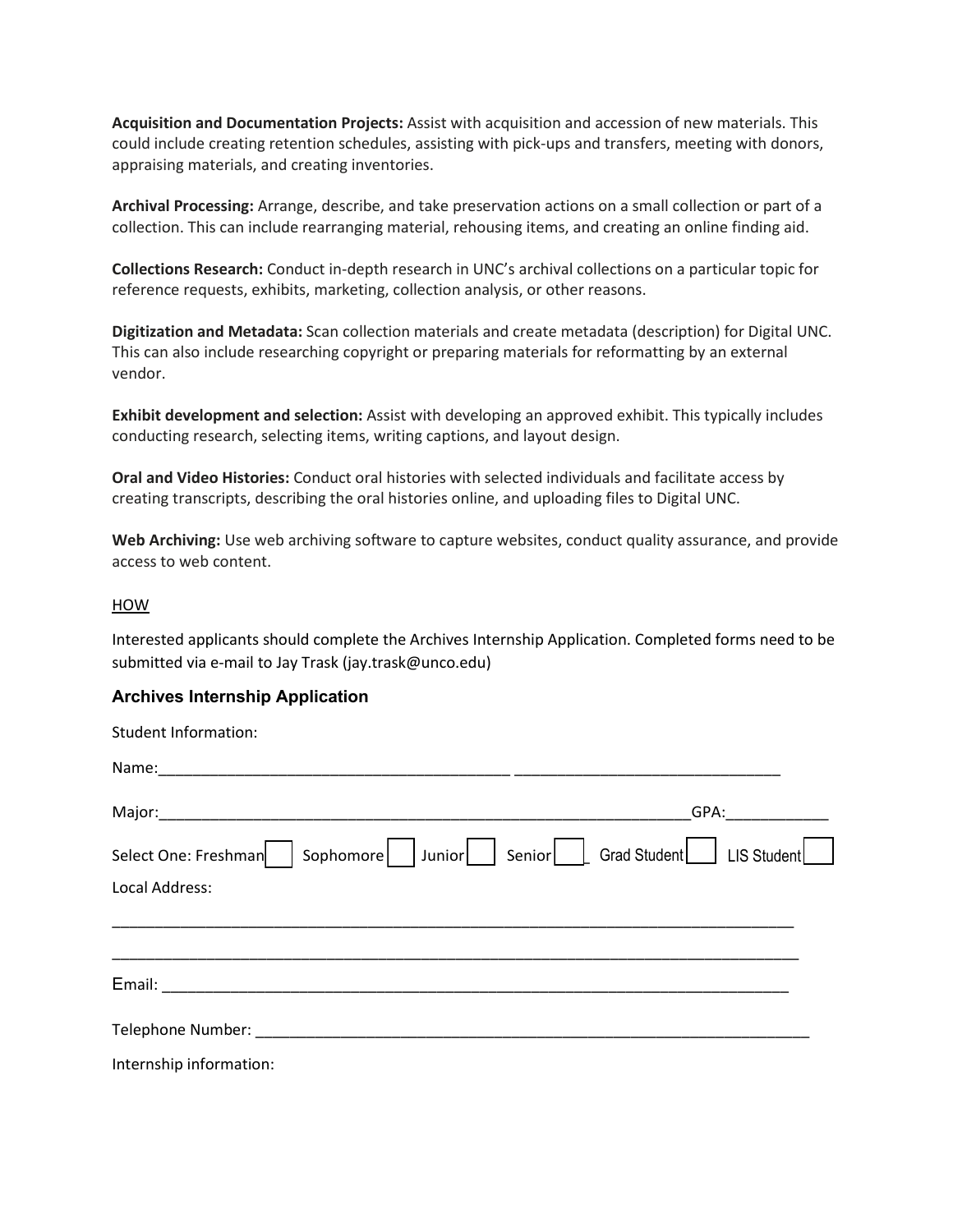**Acquisition and Documentation Projects:** Assist with acquisition and accession of new materials. This could include creating retention schedules, assisting with pick-ups and transfers, meeting with donors, appraising materials, and creating inventories.

**Archival Processing:** Arrange, describe, and take preservation actions on a small collection or part of a collection. This can include rearranging material, rehousing items, and creating an online finding aid.

**Collections Research:** Conduct in-depth research in UNC's archival collections on a particular topic for reference requests, exhibits, marketing, collection analysis, or other reasons.

**Digitization and Metadata:** Scan collection materials and create metadata (description) for Digital UNC. This can also include researching copyright or preparing materials for reformatting by an external vendor.

**Exhibit development and selection:** Assist with developing an approved exhibit. This typically includes conducting research, selecting items, writing captions, and layout design.

**Oral and Video Histories:** Conduct oral histories with selected individuals and facilitate access by creating transcripts, describing the oral histories online, and uploading files to Digital UNC.

**Web Archiving:** Use web archiving software to capture websites, conduct quality assurance, and provide access to web content.

<u>HOW</u>

Interested applicants should complete the Archives Internship Application. Completed forms need to be submitted via e-mail to Jay Trask (jay.trask@unco.edu)

### Archives Internship Application

Student Information:

Name:__________________________________________ _______________________________

Major:_________________________________________________________________GPA:____________

Select One: Freshman ☐ Sophomore ☐ Junior ☐ Senior ☐ Grad Student ☐ LIS Student ☐

Local Address:

_________________________________________________________________________________

_________________________________________________________________________________

Email: ___________________________________________________________________________

Telephone Number: ___________________________________________________________________

Internship information: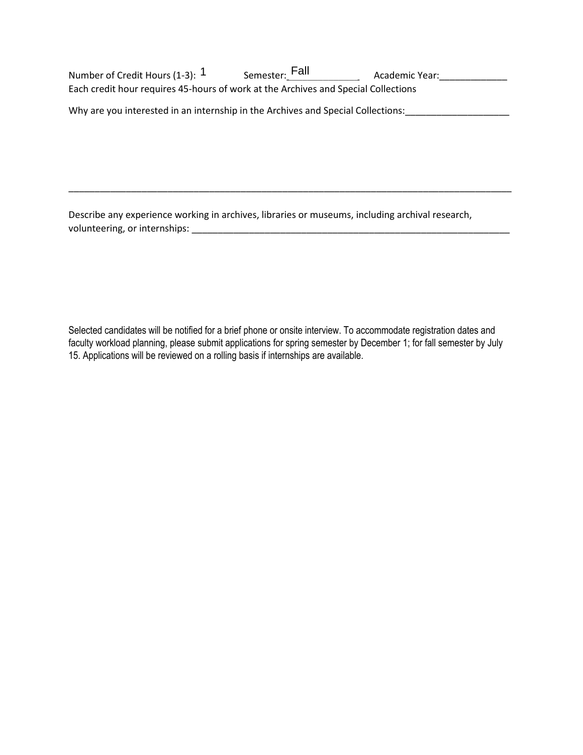Number of Credit Hours (1-3): 1 Semester: Fall Academic Year:_____________

Each credit hour requires 45-hours of work at the Archives and Special Collections

Why are you interested in an internship in the Archives and Special Collections:____________________

_____________________________________________________________________________________

Describe any experience working in archives, libraries or museums, including archival research, volunteering, or internships: _________________________________________________________________

Selected candidates will be notified for a brief phone or onsite interview. To accommodate registration dates and faculty workload planning, please submit applications for spring semester by December 1; for fall semester by July 15. Applications will be reviewed on a rolling basis if internships are available.